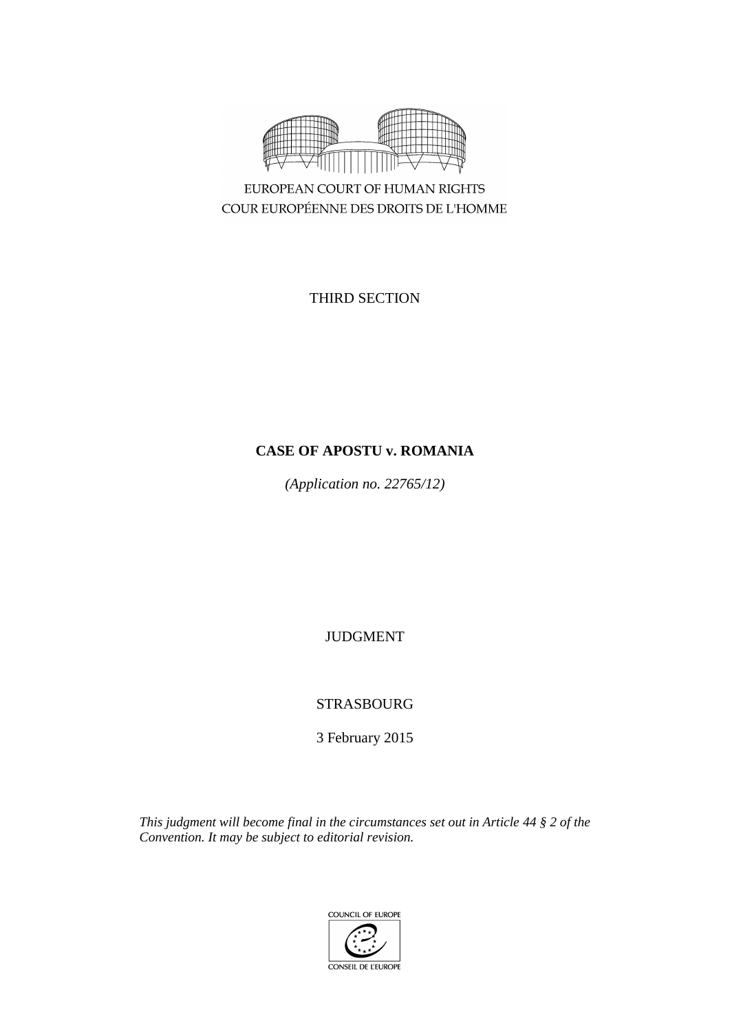EUROPEAN COURT OF HUMAN RIGHTS
COUR EUROPÉENNE DES DROITS DE L'HOMME

THIRD SECTION

# CASE OF APOSTU v. ROMANIA

*(Application no. 22765/12)*

JUDGMENT

STRASBOURG

3 February 2015

*This judgment will become final in the circumstances set out in Article 44 § 2 of the Convention. It may be subject to editorial revision.*

COUNCIL OF EUROPE
CONSEIL DE L'EUROPE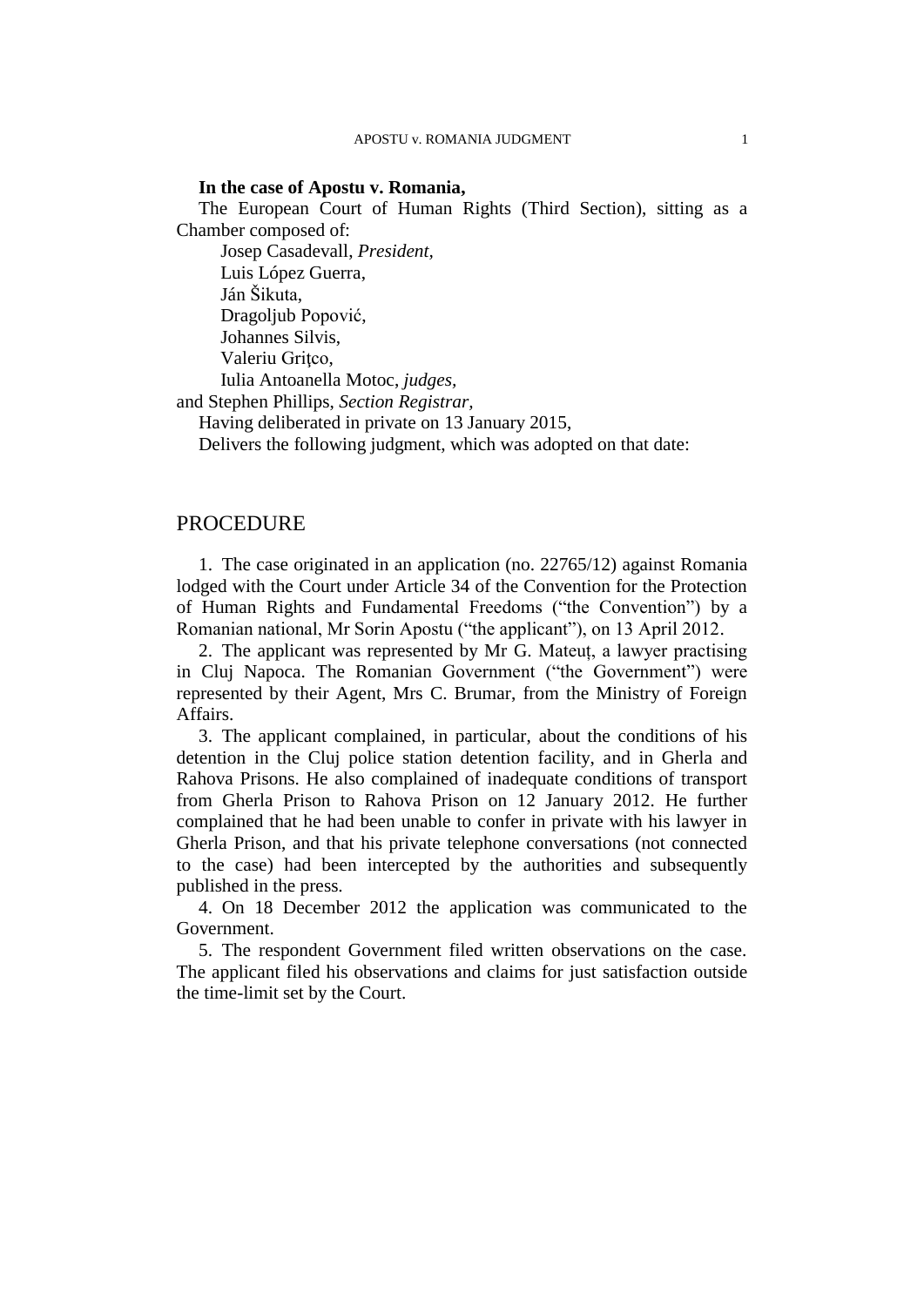**In the case of Apostu v. Romania,**

The European Court of Human Rights (Third Section), sitting as a Chamber composed of:

Josep Casadevall, *President,*
Luis López Guerra,
Ján Šikuta,
Dragoljub Popović,
Johannes Silvis,
Valeriu Griţco,
Iulia Antoanella Motoc, *judges,*
and Stephen Phillips, *Section Registrar,*

Having deliberated in private on 13 January 2015,

Delivers the following judgment, which was adopted on that date:

## PROCEDURE

1. The case originated in an application (no. 22765/12) against Romania lodged with the Court under Article 34 of the Convention for the Protection of Human Rights and Fundamental Freedoms ("the Convention") by a Romanian national, Mr Sorin Apostu ("the applicant"), on 13 April 2012.

2. The applicant was represented by Mr G. Mateuț, a lawyer practising in Cluj Napoca. The Romanian Government ("the Government") were represented by their Agent, Mrs C. Brumar, from the Ministry of Foreign Affairs.

3. The applicant complained, in particular, about the conditions of his detention in the Cluj police station detention facility, and in Gherla and Rahova Prisons. He also complained of inadequate conditions of transport from Gherla Prison to Rahova Prison on 12 January 2012. He further complained that he had been unable to confer in private with his lawyer in Gherla Prison, and that his private telephone conversations (not connected to the case) had been intercepted by the authorities and subsequently published in the press.

4. On 18 December 2012 the application was communicated to the Government.

5. The respondent Government filed written observations on the case. The applicant filed his observations and claims for just satisfaction outside the time-limit set by the Court.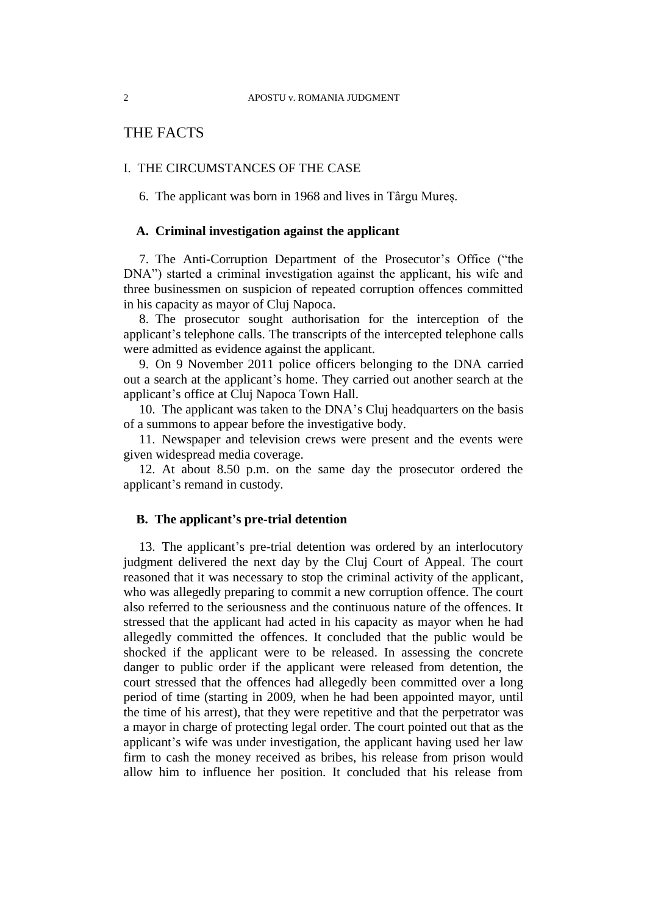# THE FACTS

## I. THE CIRCUMSTANCES OF THE CASE

6. The applicant was born in 1968 and lives in Târgu Mureș.

### A. Criminal investigation against the applicant

7. The Anti-Corruption Department of the Prosecutor's Office ("the DNA") started a criminal investigation against the applicant, his wife and three businessmen on suspicion of repeated corruption offences committed in his capacity as mayor of Cluj Napoca.

8. The prosecutor sought authorisation for the interception of the applicant's telephone calls. The transcripts of the intercepted telephone calls were admitted as evidence against the applicant.

9. On 9 November 2011 police officers belonging to the DNA carried out a search at the applicant's home. They carried out another search at the applicant's office at Cluj Napoca Town Hall.

10. The applicant was taken to the DNA's Cluj headquarters on the basis of a summons to appear before the investigative body.

11. Newspaper and television crews were present and the events were given widespread media coverage.

12. At about 8.50 p.m. on the same day the prosecutor ordered the applicant's remand in custody.

### B. The applicant's pre-trial detention

13. The applicant's pre-trial detention was ordered by an interlocutory judgment delivered the next day by the Cluj Court of Appeal. The court reasoned that it was necessary to stop the criminal activity of the applicant, who was allegedly preparing to commit a new corruption offence. The court also referred to the seriousness and the continuous nature of the offences. It stressed that the applicant had acted in his capacity as mayor when he had allegedly committed the offences. It concluded that the public would be shocked if the applicant were to be released. In assessing the concrete danger to public order if the applicant were released from detention, the court stressed that the offences had allegedly been committed over a long period of time (starting in 2009, when he had been appointed mayor, until the time of his arrest), that they were repetitive and that the perpetrator was a mayor in charge of protecting legal order. The court pointed out that as the applicant's wife was under investigation, the applicant having used her law firm to cash the money received as bribes, his release from prison would allow him to influence her position. It concluded that his release from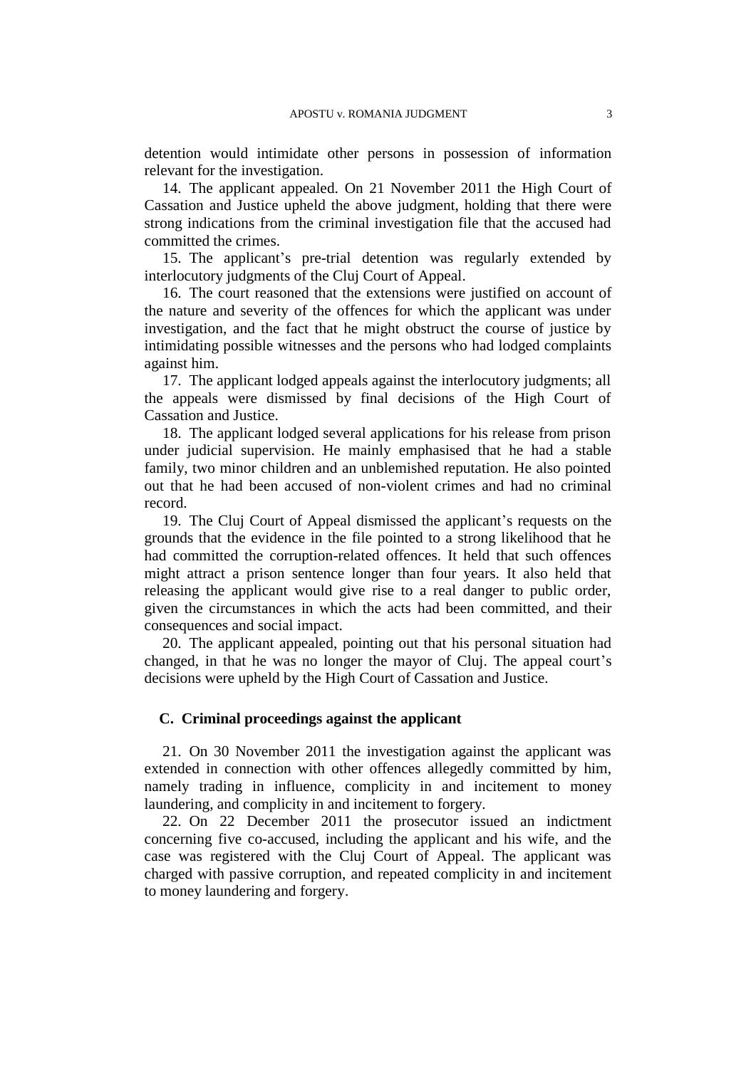detention would intimidate other persons in possession of information relevant for the investigation.

14. The applicant appealed. On 21 November 2011 the High Court of Cassation and Justice upheld the above judgment, holding that there were strong indications from the criminal investigation file that the accused had committed the crimes.

15. The applicant's pre-trial detention was regularly extended by interlocutory judgments of the Cluj Court of Appeal.

16. The court reasoned that the extensions were justified on account of the nature and severity of the offences for which the applicant was under investigation, and the fact that he might obstruct the course of justice by intimidating possible witnesses and the persons who had lodged complaints against him.

17. The applicant lodged appeals against the interlocutory judgments; all the appeals were dismissed by final decisions of the High Court of Cassation and Justice.

18. The applicant lodged several applications for his release from prison under judicial supervision. He mainly emphasised that he had a stable family, two minor children and an unblemished reputation. He also pointed out that he had been accused of non-violent crimes and had no criminal record.

19. The Cluj Court of Appeal dismissed the applicant's requests on the grounds that the evidence in the file pointed to a strong likelihood that he had committed the corruption-related offences. It held that such offences might attract a prison sentence longer than four years. It also held that releasing the applicant would give rise to a real danger to public order, given the circumstances in which the acts had been committed, and their consequences and social impact.

20. The applicant appealed, pointing out that his personal situation had changed, in that he was no longer the mayor of Cluj. The appeal court's decisions were upheld by the High Court of Cassation and Justice.

## C. Criminal proceedings against the applicant

21. On 30 November 2011 the investigation against the applicant was extended in connection with other offences allegedly committed by him, namely trading in influence, complicity in and incitement to money laundering, and complicity in and incitement to forgery.

22. On 22 December 2011 the prosecutor issued an indictment concerning five co-accused, including the applicant and his wife, and the case was registered with the Cluj Court of Appeal. The applicant was charged with passive corruption, and repeated complicity in and incitement to money laundering and forgery.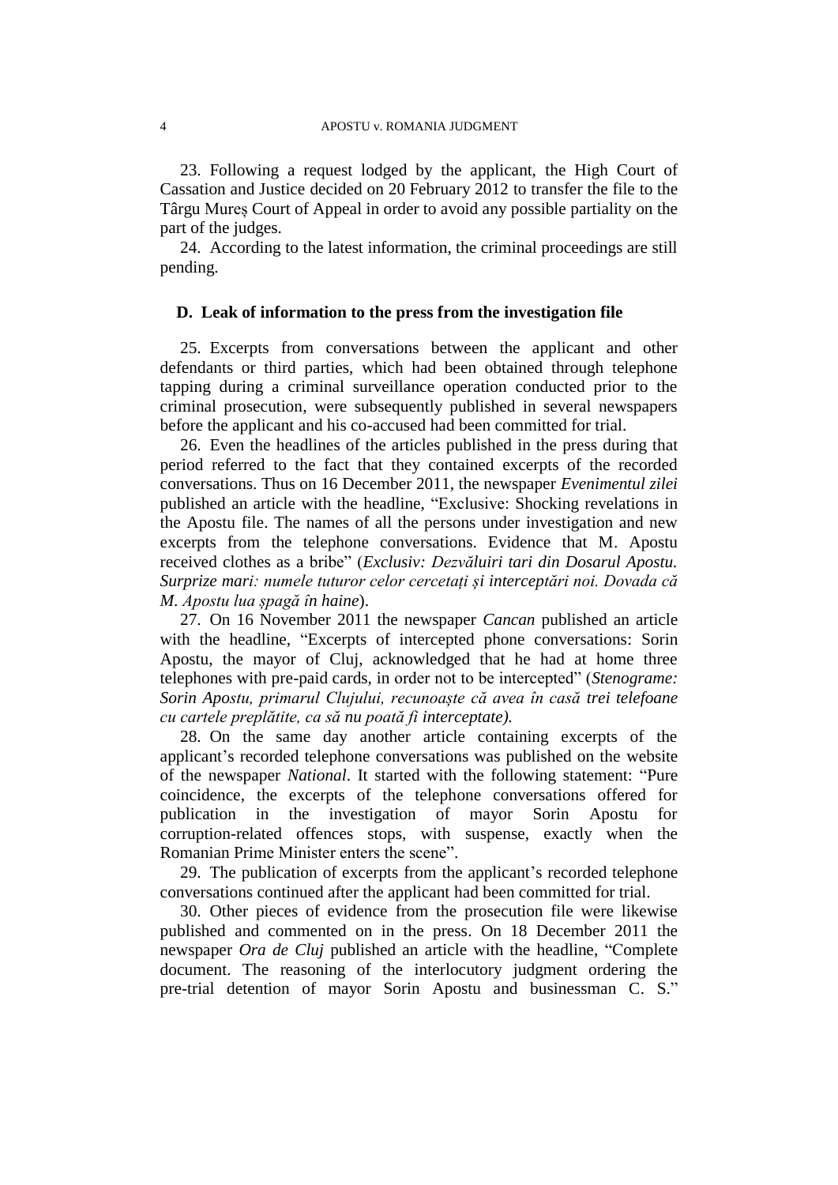23. Following a request lodged by the applicant, the High Court of Cassation and Justice decided on 20 February 2012 to transfer the file to the Târgu Mureș Court of Appeal in order to avoid any possible partiality on the part of the judges.

24. According to the latest information, the criminal proceedings are still pending.

### D. Leak of information to the press from the investigation file

25. Excerpts from conversations between the applicant and other defendants or third parties, which had been obtained through telephone tapping during a criminal surveillance operation conducted prior to the criminal prosecution, were subsequently published in several newspapers before the applicant and his co-accused had been committed for trial.

26. Even the headlines of the articles published in the press during that period referred to the fact that they contained excerpts of the recorded conversations. Thus on 16 December 2011, the newspaper *Evenimentul zilei* published an article with the headline, "Exclusive: Shocking revelations in the Apostu file. The names of all the persons under investigation and new excerpts from the telephone conversations. Evidence that M. Apostu received clothes as a bribe" (*Exclusiv: Dezvăluiri tari din Dosarul Apostu. Surprize mari: numele tuturor celor cercetați și interceptări noi. Dovada că M. Apostu lua șpagă în haine*).

27. On 16 November 2011 the newspaper *Cancan* published an article with the headline, "Excerpts of intercepted phone conversations: Sorin Apostu, the mayor of Cluj, acknowledged that he had at home three telephones with pre-paid cards, in order not to be intercepted" (*Stenograme: Sorin Apostu, primarul Clujului, recunoaște că avea în casă trei telefoane cu cartele preplătite, ca să nu poată fi interceptate).*

28. On the same day another article containing excerpts of the applicant's recorded telephone conversations was published on the website of the newspaper *National*. It started with the following statement: "Pure coincidence, the excerpts of the telephone conversations offered for publication in the investigation of mayor Sorin Apostu for corruption-related offences stops, with suspense, exactly when the Romanian Prime Minister enters the scene".

29. The publication of excerpts from the applicant's recorded telephone conversations continued after the applicant had been committed for trial.

30. Other pieces of evidence from the prosecution file were likewise published and commented on in the press. On 18 December 2011 the newspaper *Ora de Cluj* published an article with the headline, "Complete document. The reasoning of the interlocutory judgment ordering the pre-trial detention of mayor Sorin Apostu and businessman C. S."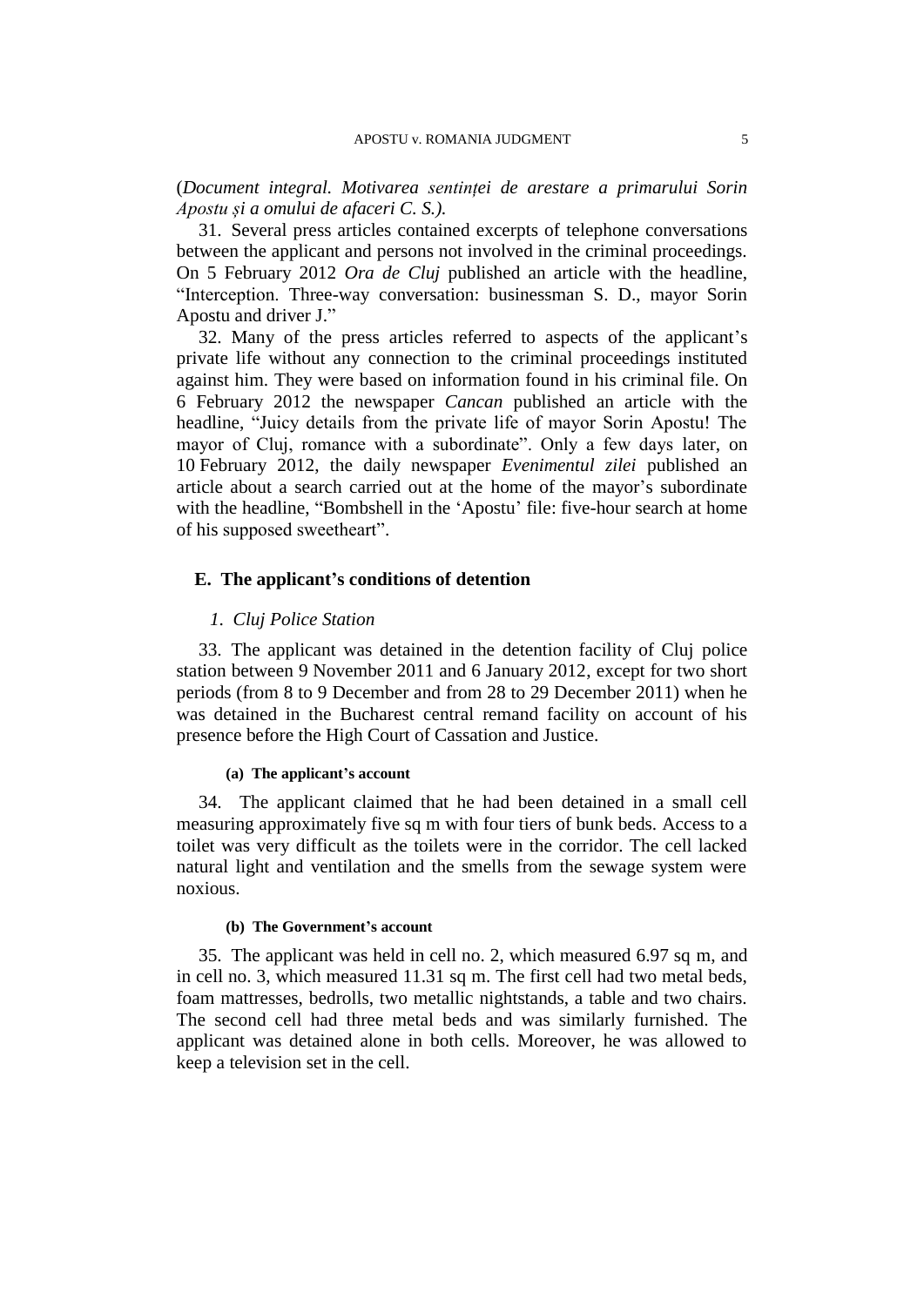(*Document integral. Motivarea sentinței de arestare a primarului Sorin Apostu și a omului de afaceri C. S.).*

31. Several press articles contained excerpts of telephone conversations between the applicant and persons not involved in the criminal proceedings. On 5 February 2012 *Ora de Cluj* published an article with the headline, "Interception. Three-way conversation: businessman S. D., mayor Sorin Apostu and driver J."

32. Many of the press articles referred to aspects of the applicant's private life without any connection to the criminal proceedings instituted against him. They were based on information found in his criminal file. On 6 February 2012 the newspaper *Cancan* published an article with the headline, "Juicy details from the private life of mayor Sorin Apostu! The mayor of Cluj, romance with a subordinate". Only a few days later, on 10 February 2012, the daily newspaper *Evenimentul zilei* published an article about a search carried out at the home of the mayor's subordinate with the headline, "Bombshell in the 'Apostu' file: five-hour search at home of his supposed sweetheart".

## E. The applicant's conditions of detention

### *1. Cluj Police Station*

33. The applicant was detained in the detention facility of Cluj police station between 9 November 2011 and 6 January 2012, except for two short periods (from 8 to 9 December and from 28 to 29 December 2011) when he was detained in the Bucharest central remand facility on account of his presence before the High Court of Cassation and Justice.

#### (a) The applicant's account

34. The applicant claimed that he had been detained in a small cell measuring approximately five sq m with four tiers of bunk beds. Access to a toilet was very difficult as the toilets were in the corridor. The cell lacked natural light and ventilation and the smells from the sewage system were noxious.

#### (b) The Government's account

35. The applicant was held in cell no. 2, which measured 6.97 sq m, and in cell no. 3, which measured 11.31 sq m. The first cell had two metal beds, foam mattresses, bedrolls, two metallic nightstands, a table and two chairs. The second cell had three metal beds and was similarly furnished. The applicant was detained alone in both cells. Moreover, he was allowed to keep a television set in the cell.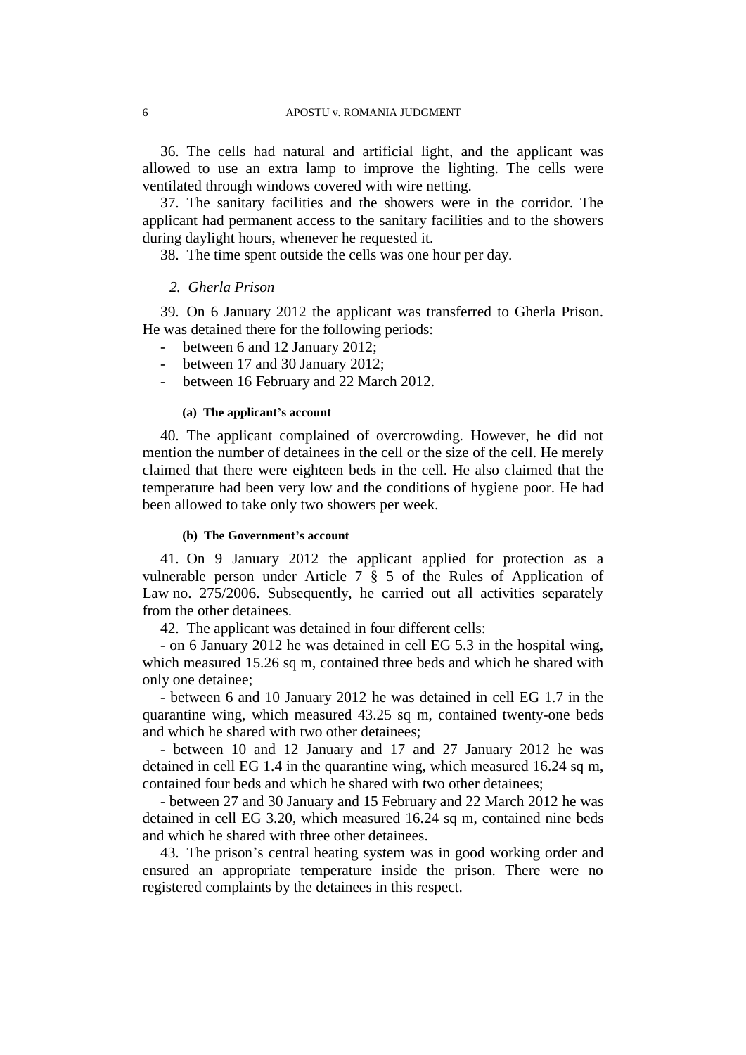36. The cells had natural and artificial light, and the applicant was allowed to use an extra lamp to improve the lighting. The cells were ventilated through windows covered with wire netting.

37. The sanitary facilities and the showers were in the corridor. The applicant had permanent access to the sanitary facilities and to the showers during daylight hours, whenever he requested it.

38. The time spent outside the cells was one hour per day.

### *2. Gherla Prison*

39. On 6 January 2012 the applicant was transferred to Gherla Prison. He was detained there for the following periods:

- between 6 and 12 January 2012;
- between 17 and 30 January 2012;
- between 16 February and 22 March 2012.

#### (a) The applicant's account

40. The applicant complained of overcrowding. However, he did not mention the number of detainees in the cell or the size of the cell. He merely claimed that there were eighteen beds in the cell. He also claimed that the temperature had been very low and the conditions of hygiene poor. He had been allowed to take only two showers per week.

#### (b) The Government's account

41. On 9 January 2012 the applicant applied for protection as a vulnerable person under Article 7 § 5 of the Rules of Application of Law no. 275/2006. Subsequently, he carried out all activities separately from the other detainees.

42. The applicant was detained in four different cells:

- on 6 January 2012 he was detained in cell EG 5.3 in the hospital wing, which measured 15.26 sq m, contained three beds and which he shared with only one detainee;

- between 6 and 10 January 2012 he was detained in cell EG 1.7 in the quarantine wing, which measured 43.25 sq m, contained twenty-one beds and which he shared with two other detainees;

- between 10 and 12 January and 17 and 27 January 2012 he was detained in cell EG 1.4 in the quarantine wing, which measured 16.24 sq m, contained four beds and which he shared with two other detainees;

- between 27 and 30 January and 15 February and 22 March 2012 he was detained in cell EG 3.20, which measured 16.24 sq m, contained nine beds and which he shared with three other detainees.

43. The prison's central heating system was in good working order and ensured an appropriate temperature inside the prison. There were no registered complaints by the detainees in this respect.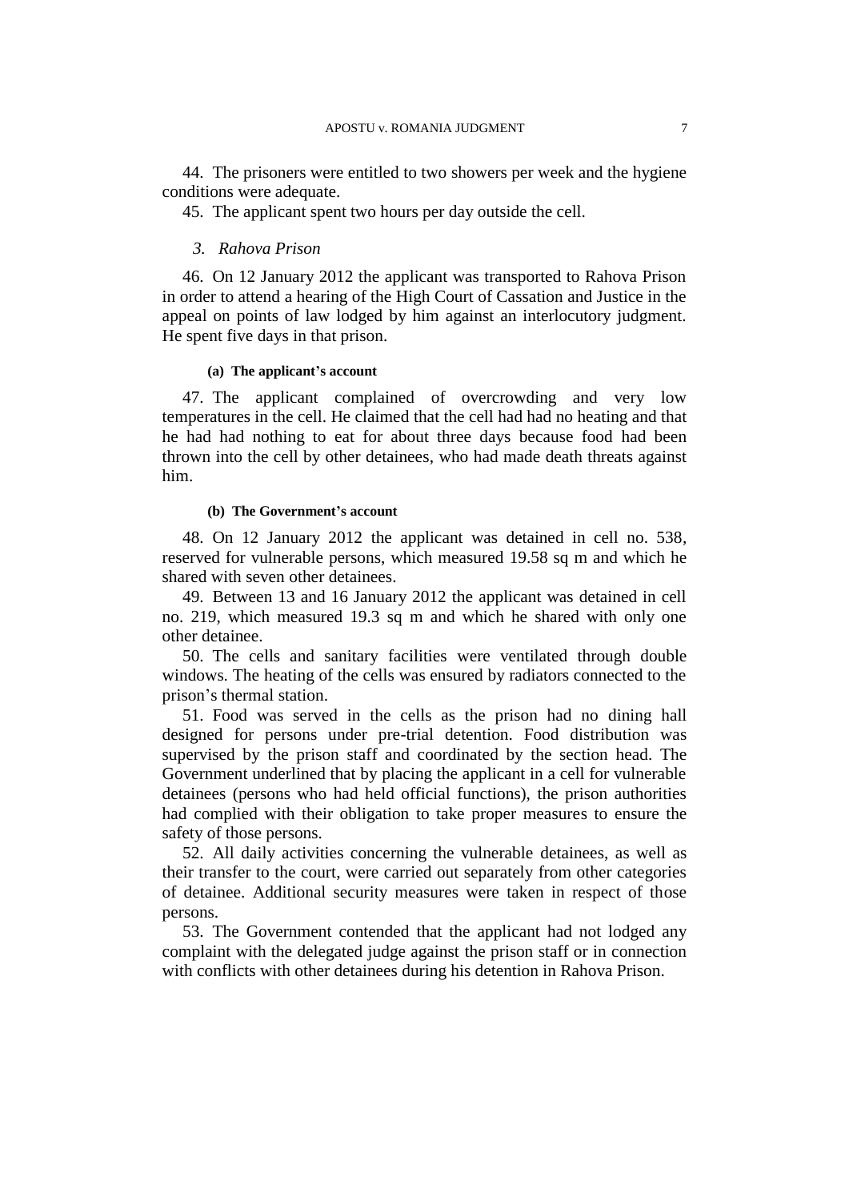44. The prisoners were entitled to two showers per week and the hygiene conditions were adequate.

45. The applicant spent two hours per day outside the cell.

### 3. *Rahova Prison*

46. On 12 January 2012 the applicant was transported to Rahova Prison in order to attend a hearing of the High Court of Cassation and Justice in the appeal on points of law lodged by him against an interlocutory judgment. He spent five days in that prison.

#### (a) The applicant's account

47. The applicant complained of overcrowding and very low temperatures in the cell. He claimed that the cell had had no heating and that he had had nothing to eat for about three days because food had been thrown into the cell by other detainees, who had made death threats against him.

#### (b) The Government's account

48. On 12 January 2012 the applicant was detained in cell no. 538, reserved for vulnerable persons, which measured 19.58 sq m and which he shared with seven other detainees.

49. Between 13 and 16 January 2012 the applicant was detained in cell no. 219, which measured 19.3 sq m and which he shared with only one other detainee.

50. The cells and sanitary facilities were ventilated through double windows. The heating of the cells was ensured by radiators connected to the prison's thermal station.

51. Food was served in the cells as the prison had no dining hall designed for persons under pre-trial detention. Food distribution was supervised by the prison staff and coordinated by the section head. The Government underlined that by placing the applicant in a cell for vulnerable detainees (persons who had held official functions), the prison authorities had complied with their obligation to take proper measures to ensure the safety of those persons.

52. All daily activities concerning the vulnerable detainees, as well as their transfer to the court, were carried out separately from other categories of detainee. Additional security measures were taken in respect of those persons.

53. The Government contended that the applicant had not lodged any complaint with the delegated judge against the prison staff or in connection with conflicts with other detainees during his detention in Rahova Prison.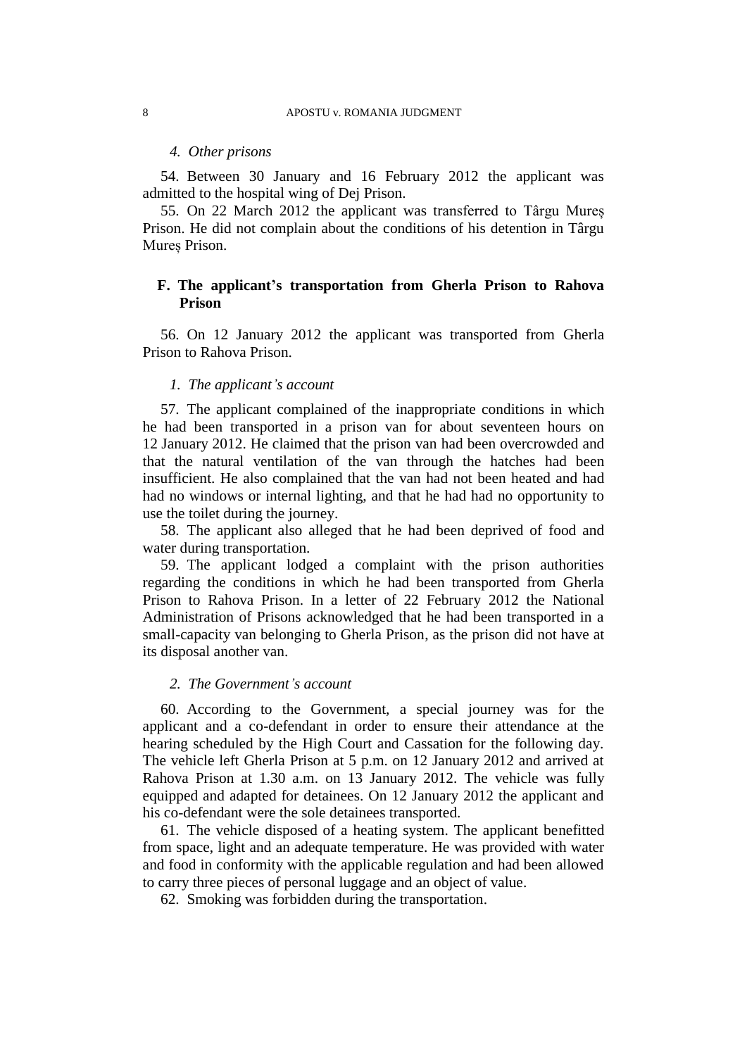#### *4. Other prisons*

54. Between 30 January and 16 February 2012 the applicant was admitted to the hospital wing of Dej Prison.

55. On 22 March 2012 the applicant was transferred to Târgu Mureș Prison. He did not complain about the conditions of his detention in Târgu Mureș Prison.

### F. The applicant's transportation from Gherla Prison to Rahova Prison

56. On 12 January 2012 the applicant was transported from Gherla Prison to Rahova Prison.

#### *1. The applicant's account*

57. The applicant complained of the inappropriate conditions in which he had been transported in a prison van for about seventeen hours on 12 January 2012. He claimed that the prison van had been overcrowded and that the natural ventilation of the van through the hatches had been insufficient. He also complained that the van had not been heated and had had no windows or internal lighting, and that he had had no opportunity to use the toilet during the journey.

58. The applicant also alleged that he had been deprived of food and water during transportation.

59. The applicant lodged a complaint with the prison authorities regarding the conditions in which he had been transported from Gherla Prison to Rahova Prison. In a letter of 22 February 2012 the National Administration of Prisons acknowledged that he had been transported in a small-capacity van belonging to Gherla Prison, as the prison did not have at its disposal another van.

#### *2. The Government's account*

60. According to the Government, a special journey was for the applicant and a co-defendant in order to ensure their attendance at the hearing scheduled by the High Court and Cassation for the following day. The vehicle left Gherla Prison at 5 p.m. on 12 January 2012 and arrived at Rahova Prison at 1.30 a.m. on 13 January 2012. The vehicle was fully equipped and adapted for detainees. On 12 January 2012 the applicant and his co-defendant were the sole detainees transported.

61. The vehicle disposed of a heating system. The applicant benefitted from space, light and an adequate temperature. He was provided with water and food in conformity with the applicable regulation and had been allowed to carry three pieces of personal luggage and an object of value.

62. Smoking was forbidden during the transportation.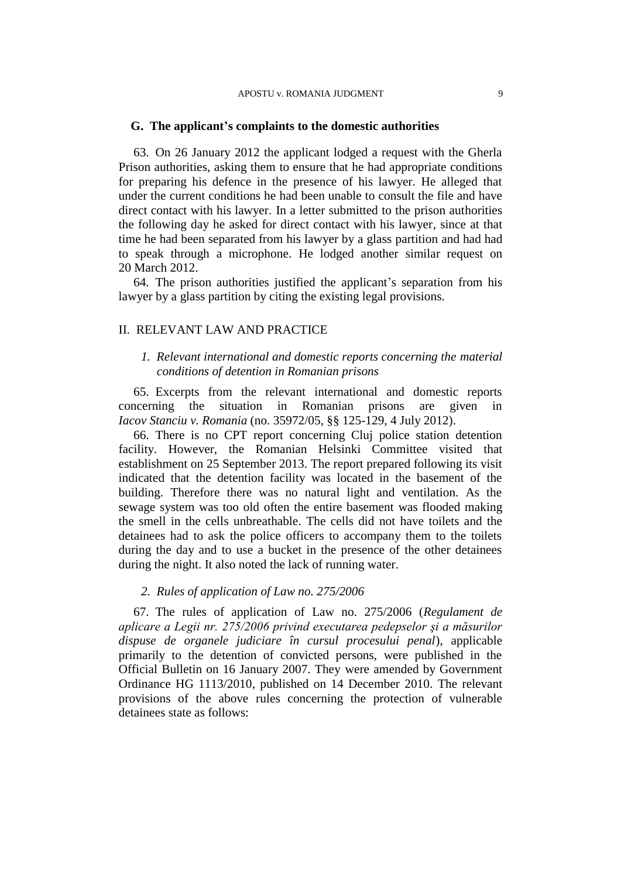### G. The applicant's complaints to the domestic authorities

63. On 26 January 2012 the applicant lodged a request with the Gherla Prison authorities, asking them to ensure that he had appropriate conditions for preparing his defence in the presence of his lawyer. He alleged that under the current conditions he had been unable to consult the file and have direct contact with his lawyer. In a letter submitted to the prison authorities the following day he asked for direct contact with his lawyer, since at that time he had been separated from his lawyer by a glass partition and had had to speak through a microphone. He lodged another similar request on 20 March 2012.

64. The prison authorities justified the applicant's separation from his lawyer by a glass partition by citing the existing legal provisions.

## II. RELEVANT LAW AND PRACTICE

### *1. Relevant international and domestic reports concerning the material conditions of detention in Romanian prisons*

65. Excerpts from the relevant international and domestic reports concerning the situation in Romanian prisons are given in *Iacov Stanciu v. Romania* (no. 35972/05, §§ 125-129, 4 July 2012).

66. There is no CPT report concerning Cluj police station detention facility. However, the Romanian Helsinki Committee visited that establishment on 25 September 2013. The report prepared following its visit indicated that the detention facility was located in the basement of the building. Therefore there was no natural light and ventilation. As the sewage system was too old often the entire basement was flooded making the smell in the cells unbreathable. The cells did not have toilets and the detainees had to ask the police officers to accompany them to the toilets during the day and to use a bucket in the presence of the other detainees during the night. It also noted the lack of running water.

### *2. Rules of application of Law no. 275/2006*

67. The rules of application of Law no. 275/2006 (*Regulament de aplicare a Legii nr. 275/2006 privind executarea pedepselor şi a măsurilor dispuse de organele judiciare în cursul procesului penal*), applicable primarily to the detention of convicted persons, were published in the Official Bulletin on 16 January 2007. They were amended by Government Ordinance HG 1113/2010, published on 14 December 2010. The relevant provisions of the above rules concerning the protection of vulnerable detainees state as follows: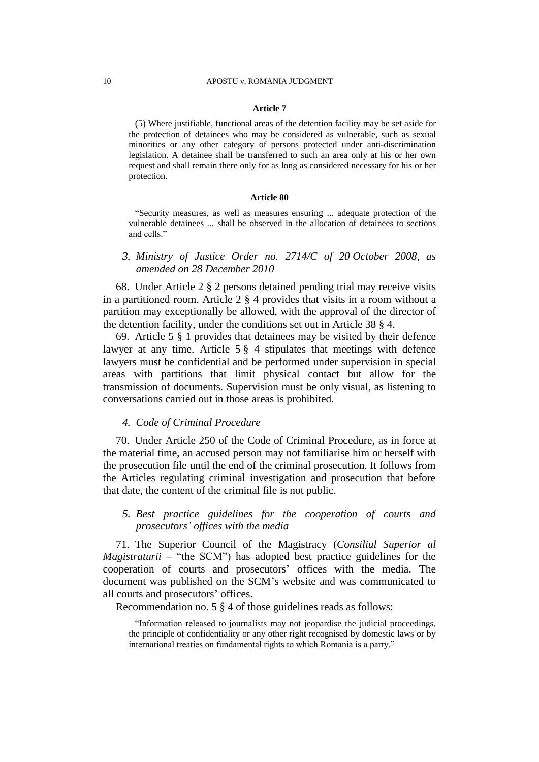**Article 7**

(5) Where justifiable, functional areas of the detention facility may be set aside for the protection of detainees who may be considered as vulnerable, such as sexual minorities or any other category of persons protected under anti-discrimination legislation. A detainee shall be transferred to such an area only at his or her own request and shall remain there only for as long as considered necessary for his or her protection.

**Article 80**

"Security measures, as well as measures ensuring ... adequate protection of the vulnerable detainees ... shall be observed in the allocation of detainees to sections and cells."

### *3. Ministry of Justice Order no. 2714/C of 20 October 2008, as amended on 28 December 2010*

68. Under Article 2 § 2 persons detained pending trial may receive visits in a partitioned room. Article 2 § 4 provides that visits in a room without a partition may exceptionally be allowed, with the approval of the director of the detention facility, under the conditions set out in Article 38 § 4.

69. Article 5 § 1 provides that detainees may be visited by their defence lawyer at any time. Article 5 § 4 stipulates that meetings with defence lawyers must be confidential and be performed under supervision in special areas with partitions that limit physical contact but allow for the transmission of documents. Supervision must be only visual, as listening to conversations carried out in those areas is prohibited.

### *4. Code of Criminal Procedure*

70. Under Article 250 of the Code of Criminal Procedure, as in force at the material time, an accused person may not familiarise him or herself with the prosecution file until the end of the criminal prosecution. It follows from the Articles regulating criminal investigation and prosecution that before that date, the content of the criminal file is not public.

### *5. Best practice guidelines for the cooperation of courts and prosecutors' offices with the media*

71. The Superior Council of the Magistracy (*Consiliul Superior al Magistraturii* – "the SCM") has adopted best practice guidelines for the cooperation of courts and prosecutors' offices with the media. The document was published on the SCM's website and was communicated to all courts and prosecutors' offices.

Recommendation no. 5 § 4 of those guidelines reads as follows:

"Information released to journalists may not jeopardise the judicial proceedings, the principle of confidentiality or any other right recognised by domestic laws or by international treaties on fundamental rights to which Romania is a party."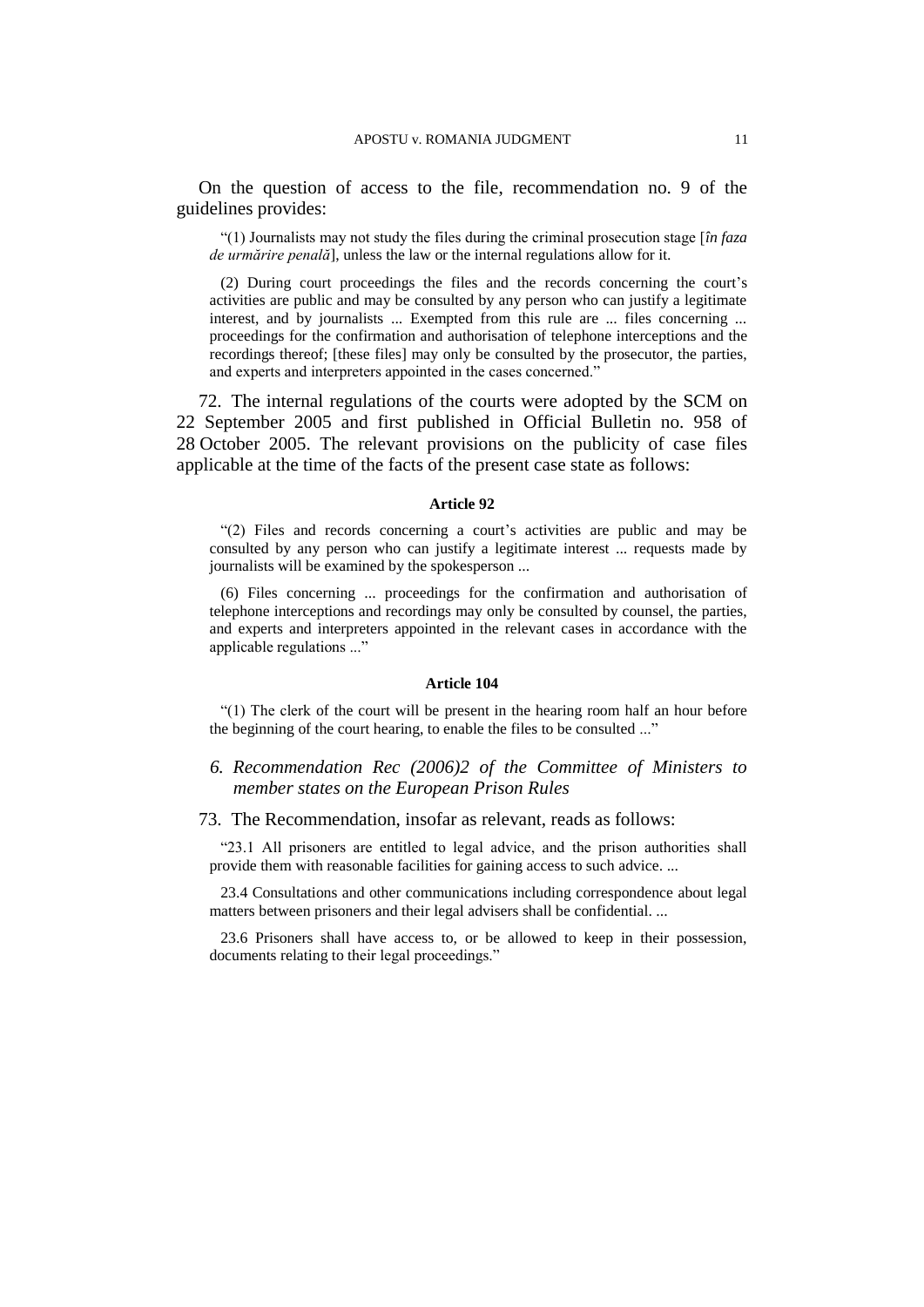On the question of access to the file, recommendation no. 9 of the guidelines provides:

> "(1) Journalists may not study the files during the criminal prosecution stage [*în faza de urmărire penală*], unless the law or the internal regulations allow for it.
>
> (2) During court proceedings the files and the records concerning the court's activities are public and may be consulted by any person who can justify a legitimate interest, and by journalists ... Exempted from this rule are ... files concerning ... proceedings for the confirmation and authorisation of telephone interceptions and the recordings thereof; [these files] may only be consulted by the prosecutor, the parties, and experts and interpreters appointed in the cases concerned."

72. The internal regulations of the courts were adopted by the SCM on 22 September 2005 and first published in Official Bulletin no. 958 of 28 October 2005. The relevant provisions on the publicity of case files applicable at the time of the facts of the present case state as follows:

**Article 92**

> "(2) Files and records concerning a court's activities are public and may be consulted by any person who can justify a legitimate interest ... requests made by journalists will be examined by the spokesperson ...
>
> (6) Files concerning ... proceedings for the confirmation and authorisation of telephone interceptions and recordings may only be consulted by counsel, the parties, and experts and interpreters appointed in the relevant cases in accordance with the applicable regulations ..."

**Article 104**

> "(1) The clerk of the court will be present in the hearing room half an hour before the beginning of the court hearing, to enable the files to be consulted ..."

### *6. Recommendation Rec (2006)2 of the Committee of Ministers to member states on the European Prison Rules*

73. The Recommendation, insofar as relevant, reads as follows:

> "23.1 All prisoners are entitled to legal advice, and the prison authorities shall provide them with reasonable facilities for gaining access to such advice. ...
>
> 23.4 Consultations and other communications including correspondence about legal matters between prisoners and their legal advisers shall be confidential. ...
>
> 23.6 Prisoners shall have access to, or be allowed to keep in their possession, documents relating to their legal proceedings."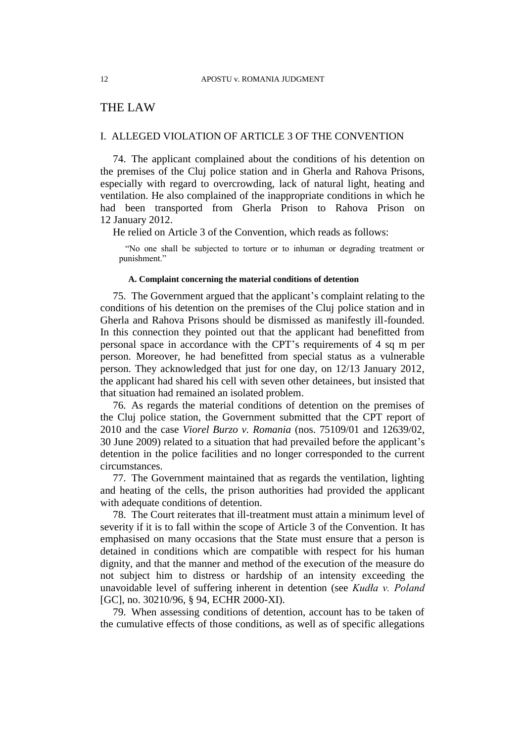# THE LAW

## I. ALLEGED VIOLATION OF ARTICLE 3 OF THE CONVENTION

74. The applicant complained about the conditions of his detention on the premises of the Cluj police station and in Gherla and Rahova Prisons, especially with regard to overcrowding, lack of natural light, heating and ventilation. He also complained of the inappropriate conditions in which he had been transported from Gherla Prison to Rahova Prison on 12 January 2012.

He relied on Article 3 of the Convention, which reads as follows:

> "No one shall be subjected to torture or to inhuman or degrading treatment or punishment."

### A. Complaint concerning the material conditions of detention

75. The Government argued that the applicant's complaint relating to the conditions of his detention on the premises of the Cluj police station and in Gherla and Rahova Prisons should be dismissed as manifestly ill-founded. In this connection they pointed out that the applicant had benefitted from personal space in accordance with the CPT's requirements of 4 sq m per person. Moreover, he had benefitted from special status as a vulnerable person. They acknowledged that just for one day, on 12/13 January 2012, the applicant had shared his cell with seven other detainees, but insisted that that situation had remained an isolated problem.

76. As regards the material conditions of detention on the premises of the Cluj police station, the Government submitted that the CPT report of 2010 and the case *Viorel Burzo v. Romania* (nos. 75109/01 and 12639/02, 30 June 2009) related to a situation that had prevailed before the applicant's detention in the police facilities and no longer corresponded to the current circumstances.

77. The Government maintained that as regards the ventilation, lighting and heating of the cells, the prison authorities had provided the applicant with adequate conditions of detention.

78. The Court reiterates that ill-treatment must attain a minimum level of severity if it is to fall within the scope of Article 3 of the Convention. It has emphasised on many occasions that the State must ensure that a person is detained in conditions which are compatible with respect for his human dignity, and that the manner and method of the execution of the measure do not subject him to distress or hardship of an intensity exceeding the unavoidable level of suffering inherent in detention (see *Kudła v. Poland* [GC], no. 30210/96, § 94, ECHR 2000-XI).

79. When assessing conditions of detention, account has to be taken of the cumulative effects of those conditions, as well as of specific allegations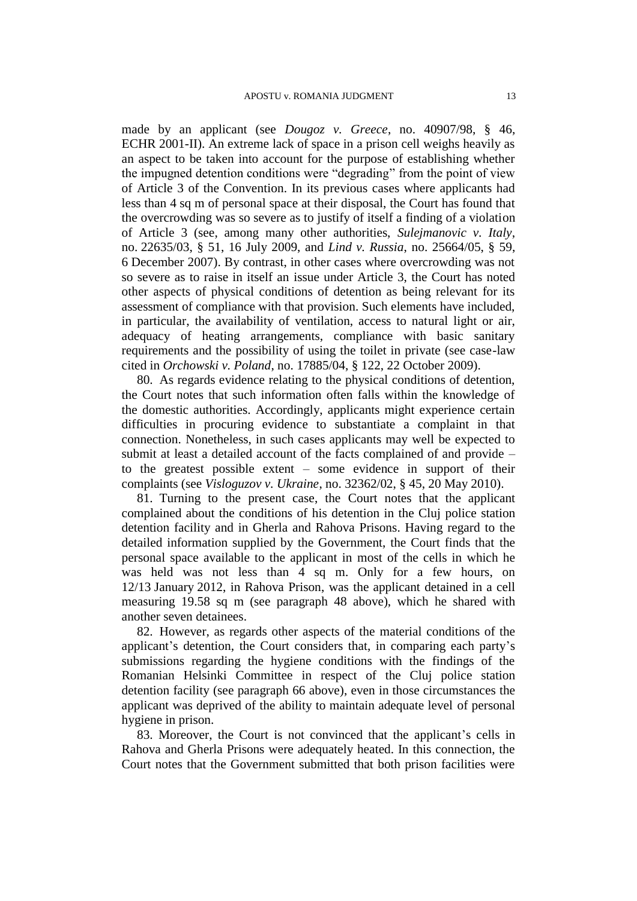made by an applicant (see *Dougoz v. Greece*, no. 40907/98, § 46, ECHR 2001-II). An extreme lack of space in a prison cell weighs heavily as an aspect to be taken into account for the purpose of establishing whether the impugned detention conditions were "degrading" from the point of view of Article 3 of the Convention. In its previous cases where applicants had less than 4 sq m of personal space at their disposal, the Court has found that the overcrowding was so severe as to justify of itself a finding of a violation of Article 3 (see, among many other authorities, *Sulejmanovic v. Italy*, no. 22635/03, § 51, 16 July 2009, and *Lind v. Russia*, no. 25664/05, § 59, 6 December 2007). By contrast, in other cases where overcrowding was not so severe as to raise in itself an issue under Article 3, the Court has noted other aspects of physical conditions of detention as being relevant for its assessment of compliance with that provision. Such elements have included, in particular, the availability of ventilation, access to natural light or air, adequacy of heating arrangements, compliance with basic sanitary requirements and the possibility of using the toilet in private (see case-law cited in *Orchowski v. Poland*, no. 17885/04, § 122, 22 October 2009).

80. As regards evidence relating to the physical conditions of detention, the Court notes that such information often falls within the knowledge of the domestic authorities. Accordingly, applicants might experience certain difficulties in procuring evidence to substantiate a complaint in that connection. Nonetheless, in such cases applicants may well be expected to submit at least a detailed account of the facts complained of and provide – to the greatest possible extent – some evidence in support of their complaints (see *Visloguzov v. Ukraine*, no. 32362/02, § 45, 20 May 2010).

81. Turning to the present case, the Court notes that the applicant complained about the conditions of his detention in the Cluj police station detention facility and in Gherla and Rahova Prisons. Having regard to the detailed information supplied by the Government, the Court finds that the personal space available to the applicant in most of the cells in which he was held was not less than 4 sq m. Only for a few hours, on 12/13 January 2012, in Rahova Prison, was the applicant detained in a cell measuring 19.58 sq m (see paragraph 48 above), which he shared with another seven detainees.

82. However, as regards other aspects of the material conditions of the applicant's detention, the Court considers that, in comparing each party's submissions regarding the hygiene conditions with the findings of the Romanian Helsinki Committee in respect of the Cluj police station detention facility (see paragraph 66 above), even in those circumstances the applicant was deprived of the ability to maintain adequate level of personal hygiene in prison.

83. Moreover, the Court is not convinced that the applicant's cells in Rahova and Gherla Prisons were adequately heated. In this connection, the Court notes that the Government submitted that both prison facilities were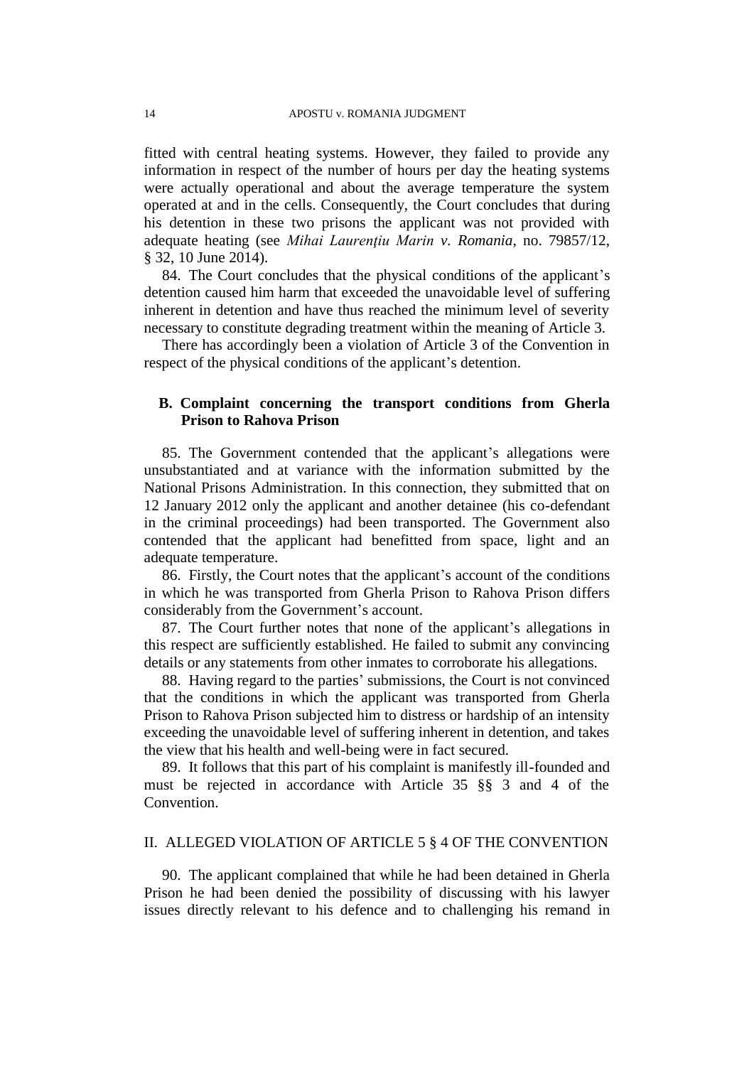fitted with central heating systems. However, they failed to provide any information in respect of the number of hours per day the heating systems were actually operational and about the average temperature the system operated at and in the cells. Consequently, the Court concludes that during his detention in these two prisons the applicant was not provided with adequate heating (see *Mihai Laurenţiu Marin v. Romania*, no. 79857/12, § 32, 10 June 2014).

84. The Court concludes that the physical conditions of the applicant's detention caused him harm that exceeded the unavoidable level of suffering inherent in detention and have thus reached the minimum level of severity necessary to constitute degrading treatment within the meaning of Article 3.

There has accordingly been a violation of Article 3 of the Convention in respect of the physical conditions of the applicant's detention.

### B. Complaint concerning the transport conditions from Gherla Prison to Rahova Prison

85. The Government contended that the applicant's allegations were unsubstantiated and at variance with the information submitted by the National Prisons Administration. In this connection, they submitted that on 12 January 2012 only the applicant and another detainee (his co-defendant in the criminal proceedings) had been transported. The Government also contended that the applicant had benefitted from space, light and an adequate temperature.

86. Firstly, the Court notes that the applicant's account of the conditions in which he was transported from Gherla Prison to Rahova Prison differs considerably from the Government's account.

87. The Court further notes that none of the applicant's allegations in this respect are sufficiently established. He failed to submit any convincing details or any statements from other inmates to corroborate his allegations.

88. Having regard to the parties' submissions, the Court is not convinced that the conditions in which the applicant was transported from Gherla Prison to Rahova Prison subjected him to distress or hardship of an intensity exceeding the unavoidable level of suffering inherent in detention, and takes the view that his health and well-being were in fact secured.

89. It follows that this part of his complaint is manifestly ill-founded and must be rejected in accordance with Article 35 §§ 3 and 4 of the Convention.

## II. ALLEGED VIOLATION OF ARTICLE 5 § 4 OF THE CONVENTION

90. The applicant complained that while he had been detained in Gherla Prison he had been denied the possibility of discussing with his lawyer issues directly relevant to his defence and to challenging his remand in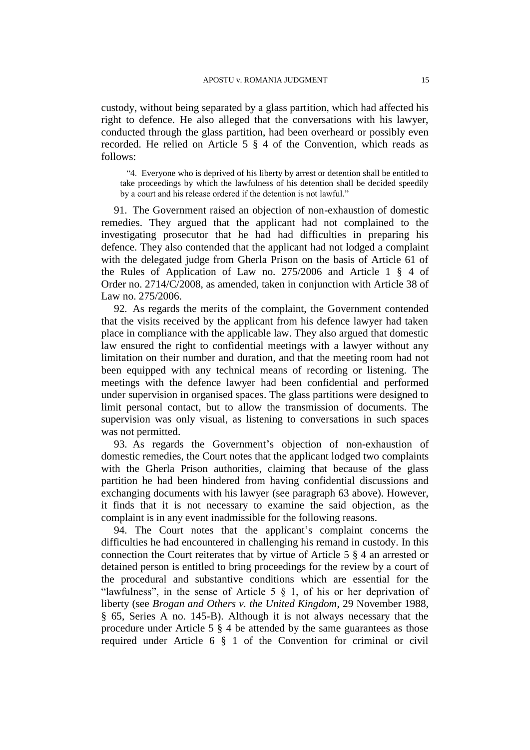custody, without being separated by a glass partition, which had affected his right to defence. He also alleged that the conversations with his lawyer, conducted through the glass partition, had been overheard or possibly even recorded. He relied on Article 5 § 4 of the Convention, which reads as follows:

> "4. Everyone who is deprived of his liberty by arrest or detention shall be entitled to take proceedings by which the lawfulness of his detention shall be decided speedily by a court and his release ordered if the detention is not lawful."

91. The Government raised an objection of non-exhaustion of domestic remedies. They argued that the applicant had not complained to the investigating prosecutor that he had had difficulties in preparing his defence. They also contended that the applicant had not lodged a complaint with the delegated judge from Gherla Prison on the basis of Article 61 of the Rules of Application of Law no. 275/2006 and Article 1 § 4 of Order no. 2714/C/2008, as amended, taken in conjunction with Article 38 of Law no. 275/2006.

92. As regards the merits of the complaint, the Government contended that the visits received by the applicant from his defence lawyer had taken place in compliance with the applicable law. They also argued that domestic law ensured the right to confidential meetings with a lawyer without any limitation on their number and duration, and that the meeting room had not been equipped with any technical means of recording or listening. The meetings with the defence lawyer had been confidential and performed under supervision in organised spaces. The glass partitions were designed to limit personal contact, but to allow the transmission of documents. The supervision was only visual, as listening to conversations in such spaces was not permitted.

93. As regards the Government's objection of non-exhaustion of domestic remedies, the Court notes that the applicant lodged two complaints with the Gherla Prison authorities, claiming that because of the glass partition he had been hindered from having confidential discussions and exchanging documents with his lawyer (see paragraph 63 above). However, it finds that it is not necessary to examine the said objection, as the complaint is in any event inadmissible for the following reasons.

94. The Court notes that the applicant's complaint concerns the difficulties he had encountered in challenging his remand in custody. In this connection the Court reiterates that by virtue of Article 5 § 4 an arrested or detained person is entitled to bring proceedings for the review by a court of the procedural and substantive conditions which are essential for the "lawfulness", in the sense of Article 5 § 1, of his or her deprivation of liberty (see *Brogan and Others v. the United Kingdom*, 29 November 1988, § 65, Series A no. 145-B). Although it is not always necessary that the procedure under Article 5 § 4 be attended by the same guarantees as those required under Article 6 § 1 of the Convention for criminal or civil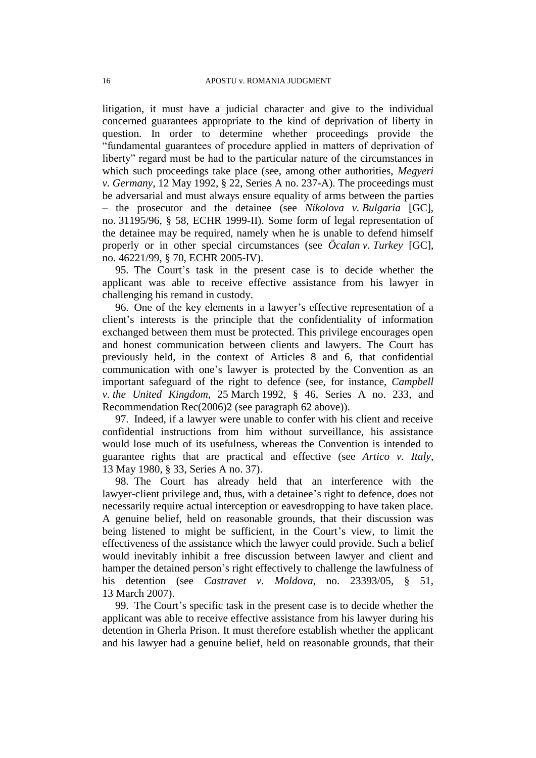litigation, it must have a judicial character and give to the individual concerned guarantees appropriate to the kind of deprivation of liberty in question. In order to determine whether proceedings provide the "fundamental guarantees of procedure applied in matters of deprivation of liberty" regard must be had to the particular nature of the circumstances in which such proceedings take place (see, among other authorities, *Megyeri v. Germany*, 12 May 1992, § 22, Series A no. 237-A). The proceedings must be adversarial and must always ensure equality of arms between the parties – the prosecutor and the detainee (see *Nikolova v. Bulgaria* [GC], no. 31195/96, § 58, ECHR 1999-II). Some form of legal representation of the detainee may be required, namely when he is unable to defend himself properly or in other special circumstances (see *Öcalan v. Turkey* [GC], no. 46221/99, § 70, ECHR 2005-IV).

95. The Court's task in the present case is to decide whether the applicant was able to receive effective assistance from his lawyer in challenging his remand in custody.

96. One of the key elements in a lawyer's effective representation of a client's interests is the principle that the confidentiality of information exchanged between them must be protected. This privilege encourages open and honest communication between clients and lawyers. The Court has previously held, in the context of Articles 8 and 6, that confidential communication with one's lawyer is protected by the Convention as an important safeguard of the right to defence (see, for instance, *Campbell v. the United Kingdom*, 25 March 1992, § 46, Series A no. 233, and Recommendation Rec(2006)2 (see paragraph 62 above)).

97. Indeed, if a lawyer were unable to confer with his client and receive confidential instructions from him without surveillance, his assistance would lose much of its usefulness, whereas the Convention is intended to guarantee rights that are practical and effective (see *Artico v. Italy*, 13 May 1980, § 33, Series A no. 37).

98. The Court has already held that an interference with the lawyer-client privilege and, thus, with a detainee's right to defence, does not necessarily require actual interception or eavesdropping to have taken place. A genuine belief, held on reasonable grounds, that their discussion was being listened to might be sufficient, in the Court's view, to limit the effectiveness of the assistance which the lawyer could provide. Such a belief would inevitably inhibit a free discussion between lawyer and client and hamper the detained person's right effectively to challenge the lawfulness of his detention (see *Castravet v. Moldova*, no. 23393/05, § 51, 13 March 2007).

99. The Court's specific task in the present case is to decide whether the applicant was able to receive effective assistance from his lawyer during his detention in Gherla Prison. It must therefore establish whether the applicant and his lawyer had a genuine belief, held on reasonable grounds, that their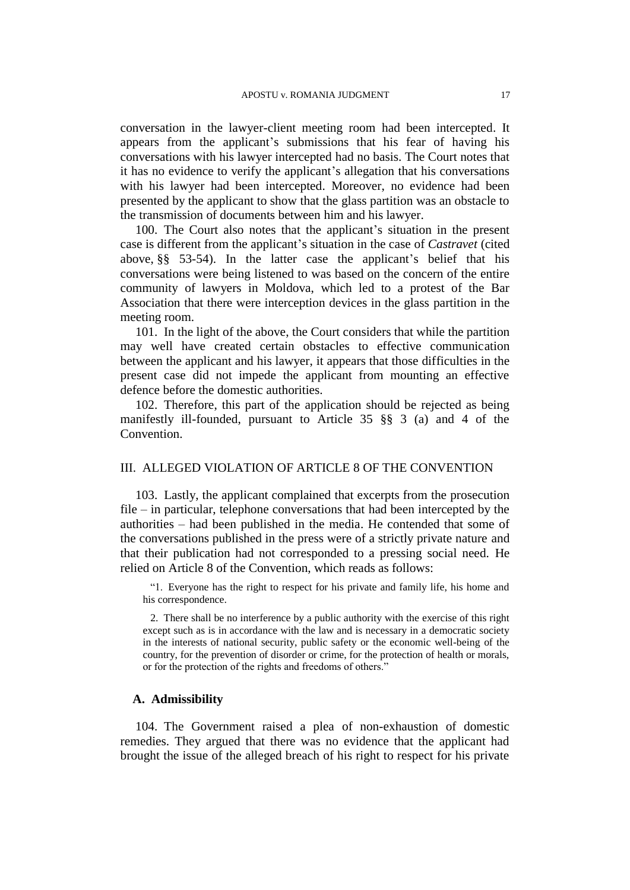conversation in the lawyer-client meeting room had been intercepted. It appears from the applicant's submissions that his fear of having his conversations with his lawyer intercepted had no basis. The Court notes that it has no evidence to verify the applicant's allegation that his conversations with his lawyer had been intercepted. Moreover, no evidence had been presented by the applicant to show that the glass partition was an obstacle to the transmission of documents between him and his lawyer.

100. The Court also notes that the applicant's situation in the present case is different from the applicant's situation in the case of *Castravet* (cited above, §§ 53-54). In the latter case the applicant's belief that his conversations were being listened to was based on the concern of the entire community of lawyers in Moldova, which led to a protest of the Bar Association that there were interception devices in the glass partition in the meeting room.

101. In the light of the above, the Court considers that while the partition may well have created certain obstacles to effective communication between the applicant and his lawyer, it appears that those difficulties in the present case did not impede the applicant from mounting an effective defence before the domestic authorities.

102. Therefore, this part of the application should be rejected as being manifestly ill-founded, pursuant to Article 35 §§ 3 (a) and 4 of the Convention.

## III. ALLEGED VIOLATION OF ARTICLE 8 OF THE CONVENTION

103. Lastly, the applicant complained that excerpts from the prosecution file – in particular, telephone conversations that had been intercepted by the authorities – had been published in the media. He contended that some of the conversations published in the press were of a strictly private nature and that their publication had not corresponded to a pressing social need. He relied on Article 8 of the Convention, which reads as follows:

> "1. Everyone has the right to respect for his private and family life, his home and his correspondence.
>
> 2. There shall be no interference by a public authority with the exercise of this right except such as is in accordance with the law and is necessary in a democratic society in the interests of national security, public safety or the economic well-being of the country, for the prevention of disorder or crime, for the protection of health or morals, or for the protection of the rights and freedoms of others."

### A. Admissibility

104. The Government raised a plea of non-exhaustion of domestic remedies. They argued that there was no evidence that the applicant had brought the issue of the alleged breach of his right to respect for his private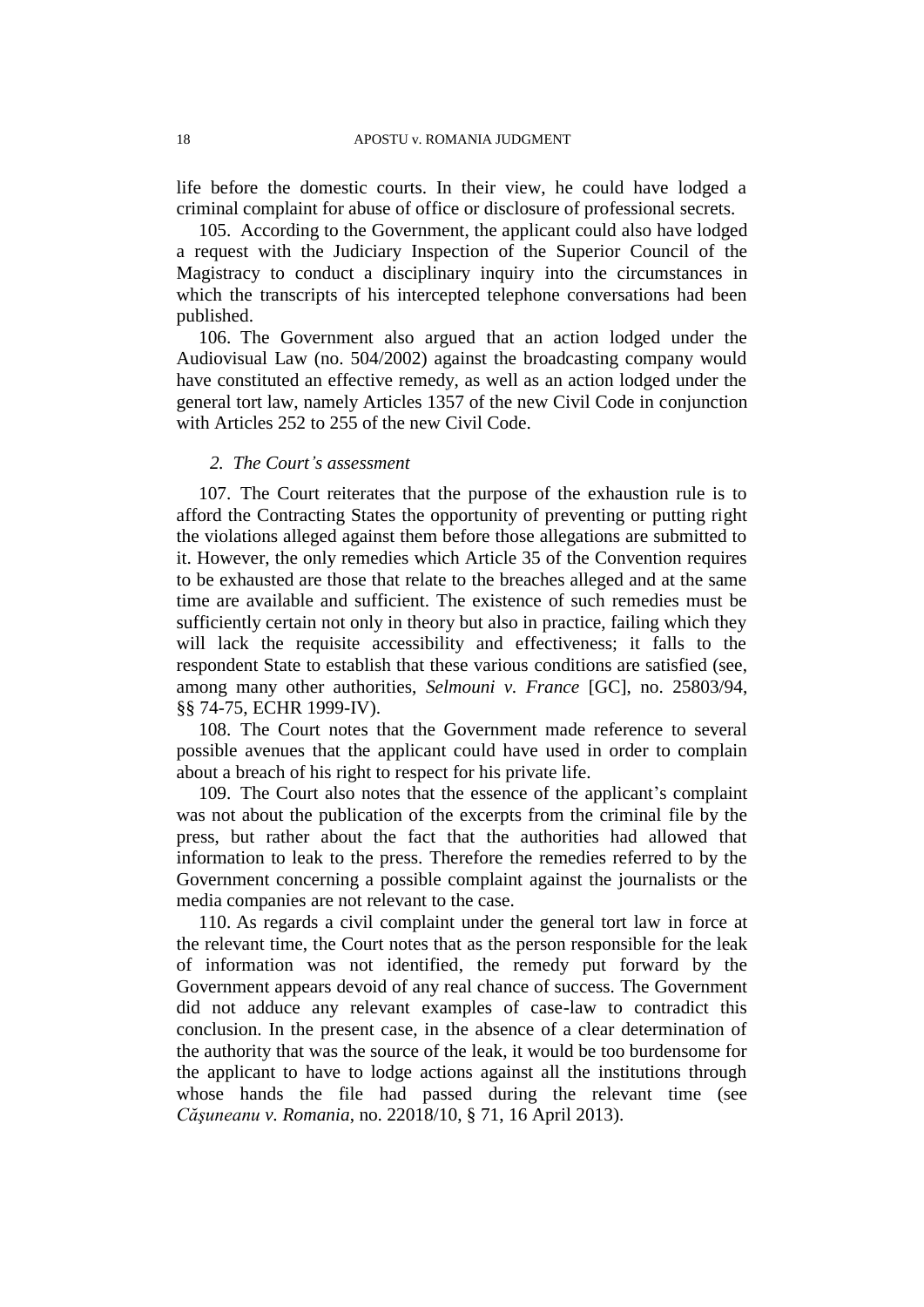life before the domestic courts. In their view, he could have lodged a criminal complaint for abuse of office or disclosure of professional secrets.

105. According to the Government, the applicant could also have lodged a request with the Judiciary Inspection of the Superior Council of the Magistracy to conduct a disciplinary inquiry into the circumstances in which the transcripts of his intercepted telephone conversations had been published.

106. The Government also argued that an action lodged under the Audiovisual Law (no. 504/2002) against the broadcasting company would have constituted an effective remedy, as well as an action lodged under the general tort law, namely Articles 1357 of the new Civil Code in conjunction with Articles 252 to 255 of the new Civil Code.

### *2. The Court's assessment*

107. The Court reiterates that the purpose of the exhaustion rule is to afford the Contracting States the opportunity of preventing or putting right the violations alleged against them before those allegations are submitted to it. However, the only remedies which Article 35 of the Convention requires to be exhausted are those that relate to the breaches alleged and at the same time are available and sufficient. The existence of such remedies must be sufficiently certain not only in theory but also in practice, failing which they will lack the requisite accessibility and effectiveness; it falls to the respondent State to establish that these various conditions are satisfied (see, among many other authorities, *Selmouni v. France* [GC], no. 25803/94, §§ 74-75, ECHR 1999-IV).

108. The Court notes that the Government made reference to several possible avenues that the applicant could have used in order to complain about a breach of his right to respect for his private life.

109. The Court also notes that the essence of the applicant's complaint was not about the publication of the excerpts from the criminal file by the press, but rather about the fact that the authorities had allowed that information to leak to the press. Therefore the remedies referred to by the Government concerning a possible complaint against the journalists or the media companies are not relevant to the case.

110. As regards a civil complaint under the general tort law in force at the relevant time, the Court notes that as the person responsible for the leak of information was not identified, the remedy put forward by the Government appears devoid of any real chance of success. The Government did not adduce any relevant examples of case-law to contradict this conclusion. In the present case, in the absence of a clear determination of the authority that was the source of the leak, it would be too burdensome for the applicant to have to lodge actions against all the institutions through whose hands the file had passed during the relevant time (see *Căşuneanu v. Romania*, no. 22018/10, § 71, 16 April 2013).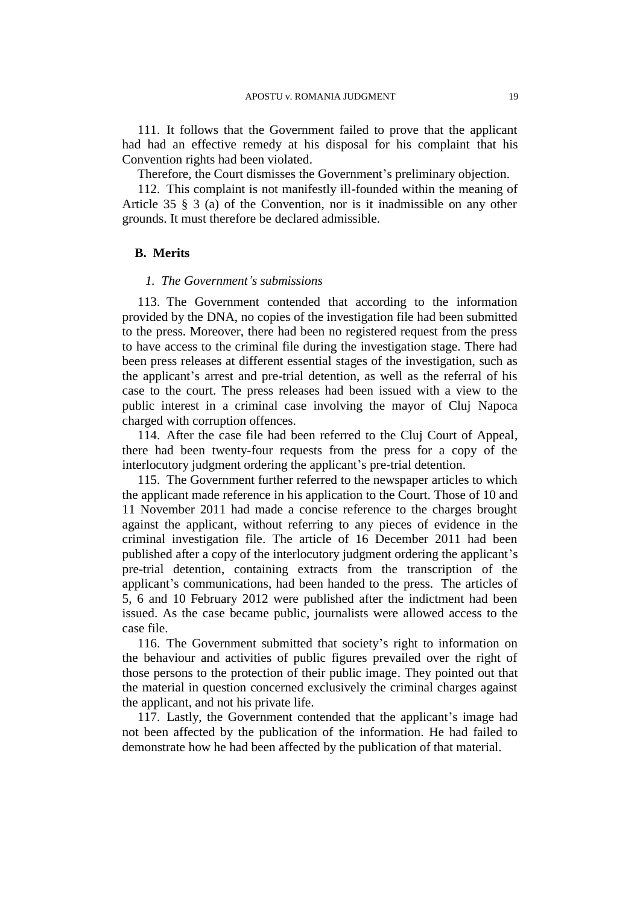111. It follows that the Government failed to prove that the applicant had had an effective remedy at his disposal for his complaint that his Convention rights had been violated.

Therefore, the Court dismisses the Government's preliminary objection.

112. This complaint is not manifestly ill-founded within the meaning of Article 35 § 3 (a) of the Convention, nor is it inadmissible on any other grounds. It must therefore be declared admissible.

## B. Merits

### *1. The Government's submissions*

113. The Government contended that according to the information provided by the DNA, no copies of the investigation file had been submitted to the press. Moreover, there had been no registered request from the press to have access to the criminal file during the investigation stage. There had been press releases at different essential stages of the investigation, such as the applicant's arrest and pre-trial detention, as well as the referral of his case to the court. The press releases had been issued with a view to the public interest in a criminal case involving the mayor of Cluj Napoca charged with corruption offences.

114. After the case file had been referred to the Cluj Court of Appeal, there had been twenty-four requests from the press for a copy of the interlocutory judgment ordering the applicant's pre-trial detention.

115. The Government further referred to the newspaper articles to which the applicant made reference in his application to the Court. Those of 10 and 11 November 2011 had made a concise reference to the charges brought against the applicant, without referring to any pieces of evidence in the criminal investigation file. The article of 16 December 2011 had been published after a copy of the interlocutory judgment ordering the applicant's pre-trial detention, containing extracts from the transcription of the applicant's communications, had been handed to the press. The articles of 5, 6 and 10 February 2012 were published after the indictment had been issued. As the case became public, journalists were allowed access to the case file.

116. The Government submitted that society's right to information on the behaviour and activities of public figures prevailed over the right of those persons to the protection of their public image. They pointed out that the material in question concerned exclusively the criminal charges against the applicant, and not his private life.

117. Lastly, the Government contended that the applicant's image had not been affected by the publication of the information. He had failed to demonstrate how he had been affected by the publication of that material.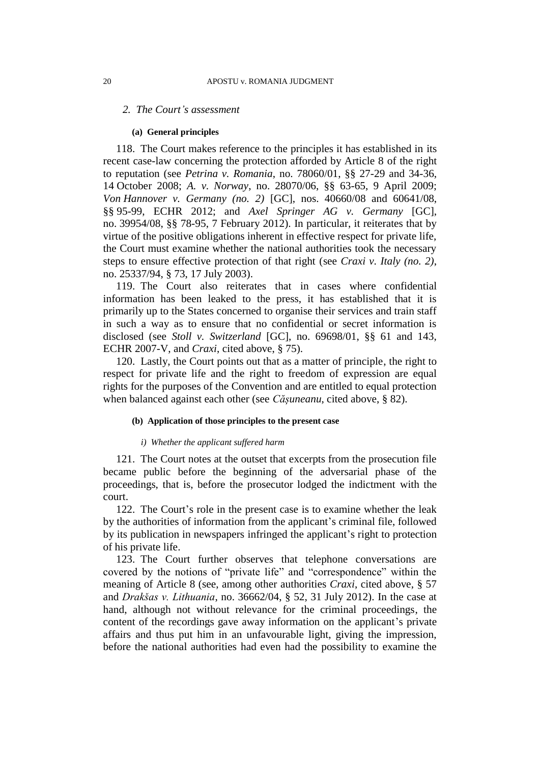## 2. *The Court's assessment*

### (a) General principles

118. The Court makes reference to the principles it has established in its recent case-law concerning the protection afforded by Article 8 of the right to reputation (see *Petrina v. Romania*, no. 78060/01, §§ 27-29 and 34-36, 14 October 2008; *A. v. Norway*, no. 28070/06, §§ 63-65, 9 April 2009; *Von Hannover v. Germany (no. 2)* [GC], nos. 40660/08 and 60641/08, §§ 95-99, ECHR 2012; and *Axel Springer AG v. Germany* [GC], no. 39954/08, §§ 78-95, 7 February 2012). In particular, it reiterates that by virtue of the positive obligations inherent in effective respect for private life, the Court must examine whether the national authorities took the necessary steps to ensure effective protection of that right (see *Craxi v. Italy (no. 2)*, no. 25337/94, § 73, 17 July 2003).

119. The Court also reiterates that in cases where confidential information has been leaked to the press, it has established that it is primarily up to the States concerned to organise their services and train staff in such a way as to ensure that no confidential or secret information is disclosed (see *Stoll v. Switzerland* [GC], no. 69698/01, §§ 61 and 143, ECHR 2007-V, and *Craxi*, cited above, § 75).

120. Lastly, the Court points out that as a matter of principle, the right to respect for private life and the right to freedom of expression are equal rights for the purposes of the Convention and are entitled to equal protection when balanced against each other (see *Căşuneanu*, cited above, § 82).

### (b) Application of those principles to the present case

#### *i) Whether the applicant suffered harm*

121. The Court notes at the outset that excerpts from the prosecution file became public before the beginning of the adversarial phase of the proceedings, that is, before the prosecutor lodged the indictment with the court.

122. The Court's role in the present case is to examine whether the leak by the authorities of information from the applicant's criminal file, followed by its publication in newspapers infringed the applicant's right to protection of his private life.

123. The Court further observes that telephone conversations are covered by the notions of "private life" and "correspondence" within the meaning of Article 8 (see, among other authorities *Craxi*, cited above, § 57 and *Drakšas v. Lithuania*, no. 36662/04, § 52, 31 July 2012). In the case at hand, although not without relevance for the criminal proceedings, the content of the recordings gave away information on the applicant's private affairs and thus put him in an unfavourable light, giving the impression, before the national authorities had even had the possibility to examine the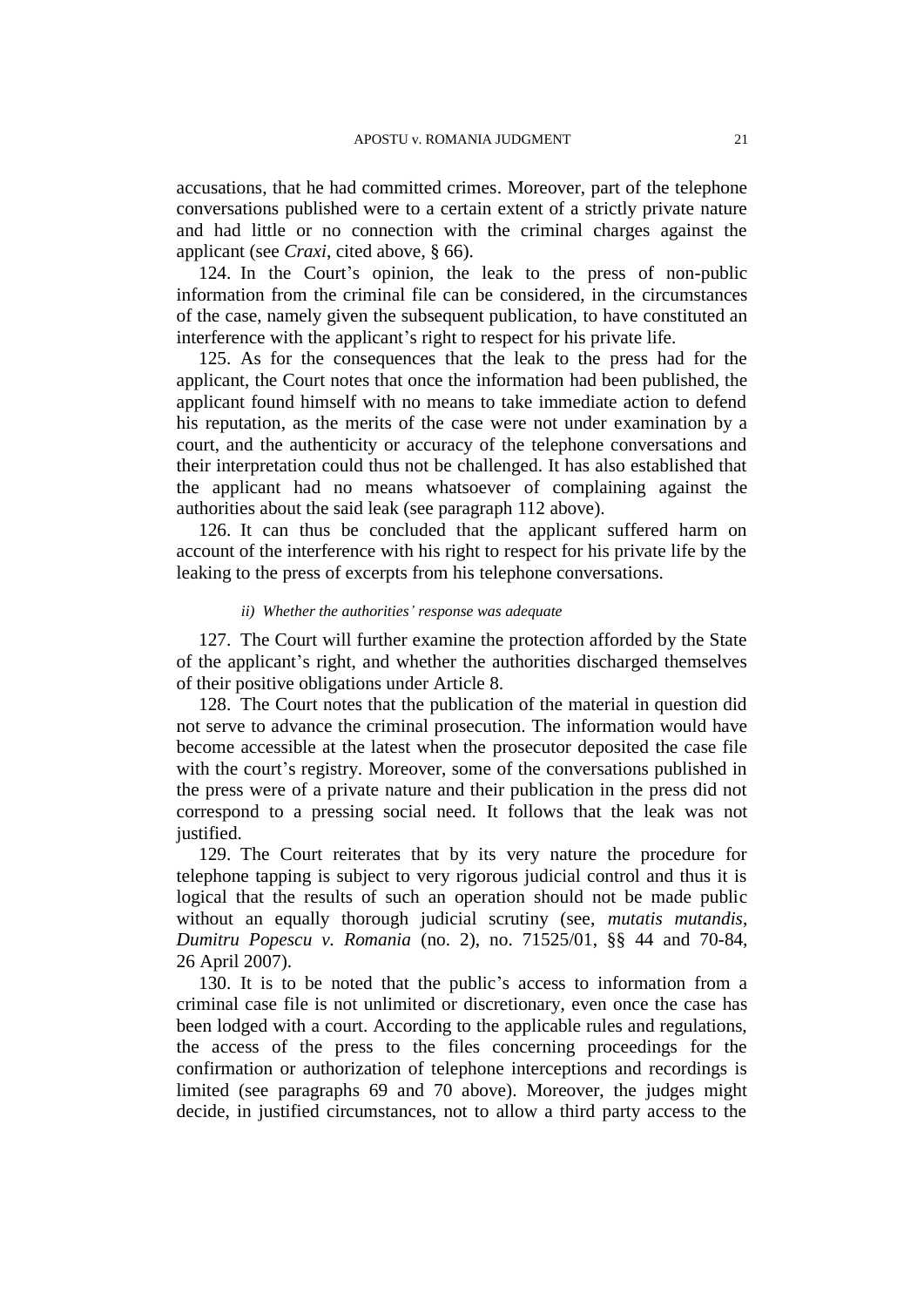accusations, that he had committed crimes. Moreover, part of the telephone conversations published were to a certain extent of a strictly private nature and had little or no connection with the criminal charges against the applicant (see *Craxi*, cited above, § 66).

124. In the Court's opinion, the leak to the press of non-public information from the criminal file can be considered, in the circumstances of the case, namely given the subsequent publication, to have constituted an interference with the applicant's right to respect for his private life.

125. As for the consequences that the leak to the press had for the applicant, the Court notes that once the information had been published, the applicant found himself with no means to take immediate action to defend his reputation, as the merits of the case were not under examination by a court, and the authenticity or accuracy of the telephone conversations and their interpretation could thus not be challenged. It has also established that the applicant had no means whatsoever of complaining against the authorities about the said leak (see paragraph 112 above).

126. It can thus be concluded that the applicant suffered harm on account of the interference with his right to respect for his private life by the leaking to the press of excerpts from his telephone conversations.

*ii) Whether the authorities' response was adequate*

127. The Court will further examine the protection afforded by the State of the applicant's right, and whether the authorities discharged themselves of their positive obligations under Article 8.

128. The Court notes that the publication of the material in question did not serve to advance the criminal prosecution. The information would have become accessible at the latest when the prosecutor deposited the case file with the court's registry. Moreover, some of the conversations published in the press were of a private nature and their publication in the press did not correspond to a pressing social need. It follows that the leak was not justified.

129. The Court reiterates that by its very nature the procedure for telephone tapping is subject to very rigorous judicial control and thus it is logical that the results of such an operation should not be made public without an equally thorough judicial scrutiny (see, *mutatis mutandis*, *Dumitru Popescu v. Romania* (no. 2), no. 71525/01, §§ 44 and 70-84, 26 April 2007).

130. It is to be noted that the public's access to information from a criminal case file is not unlimited or discretionary, even once the case has been lodged with a court. According to the applicable rules and regulations, the access of the press to the files concerning proceedings for the confirmation or authorization of telephone interceptions and recordings is limited (see paragraphs 69 and 70 above). Moreover, the judges might decide, in justified circumstances, not to allow a third party access to the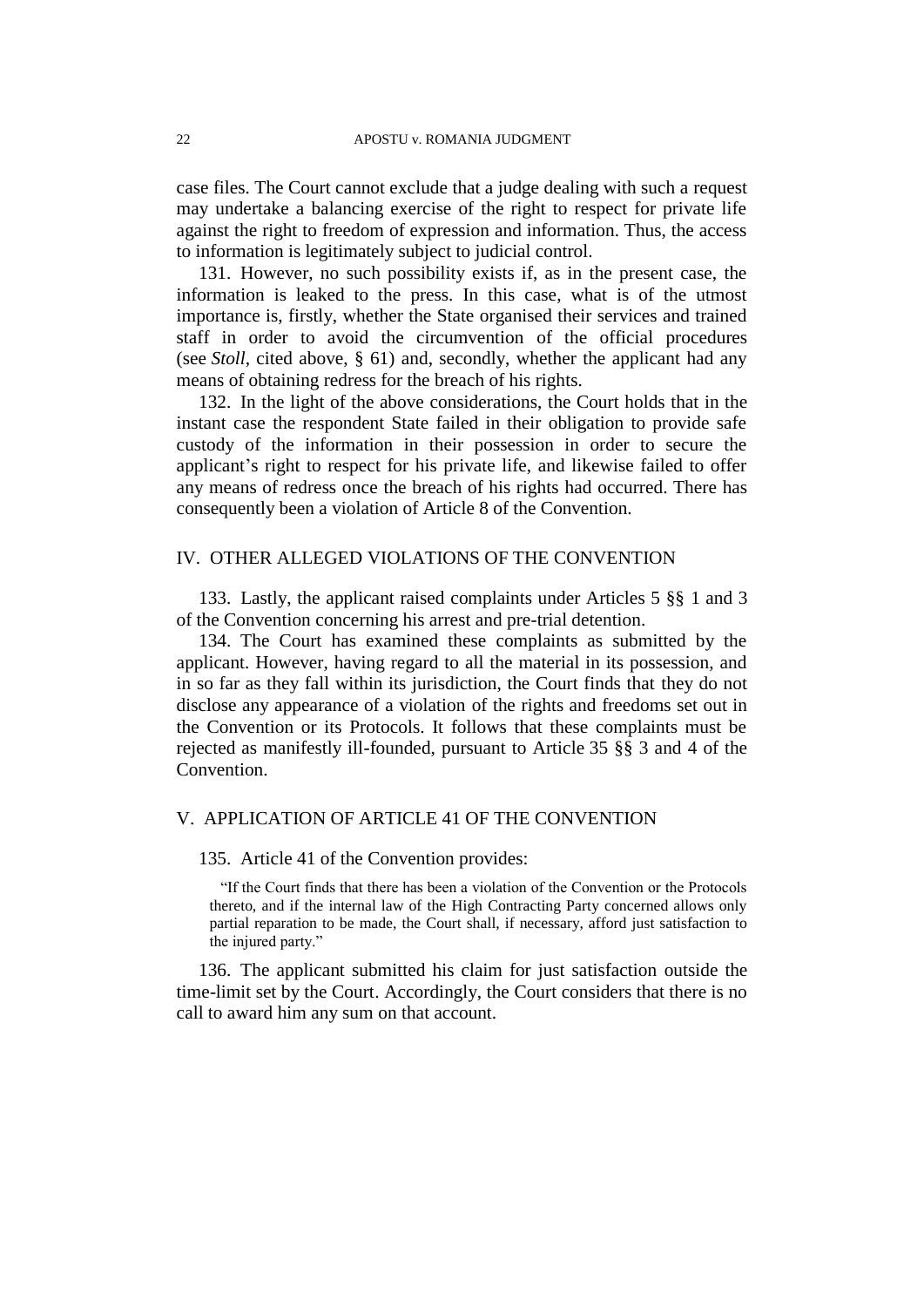case files. The Court cannot exclude that a judge dealing with such a request may undertake a balancing exercise of the right to respect for private life against the right to freedom of expression and information. Thus, the access to information is legitimately subject to judicial control.

131. However, no such possibility exists if, as in the present case, the information is leaked to the press. In this case, what is of the utmost importance is, firstly, whether the State organised their services and trained staff in order to avoid the circumvention of the official procedures (see *Stoll*, cited above, § 61) and, secondly, whether the applicant had any means of obtaining redress for the breach of his rights.

132. In the light of the above considerations, the Court holds that in the instant case the respondent State failed in their obligation to provide safe custody of the information in their possession in order to secure the applicant's right to respect for his private life, and likewise failed to offer any means of redress once the breach of his rights had occurred. There has consequently been a violation of Article 8 of the Convention.

## IV. OTHER ALLEGED VIOLATIONS OF THE CONVENTION

133. Lastly, the applicant raised complaints under Articles 5 §§ 1 and 3 of the Convention concerning his arrest and pre-trial detention.

134. The Court has examined these complaints as submitted by the applicant. However, having regard to all the material in its possession, and in so far as they fall within its jurisdiction, the Court finds that they do not disclose any appearance of a violation of the rights and freedoms set out in the Convention or its Protocols. It follows that these complaints must be rejected as manifestly ill-founded, pursuant to Article 35 §§ 3 and 4 of the Convention.

## V. APPLICATION OF ARTICLE 41 OF THE CONVENTION

135. Article 41 of the Convention provides:

> "If the Court finds that there has been a violation of the Convention or the Protocols thereto, and if the internal law of the High Contracting Party concerned allows only partial reparation to be made, the Court shall, if necessary, afford just satisfaction to the injured party."

136. The applicant submitted his claim for just satisfaction outside the time-limit set by the Court. Accordingly, the Court considers that there is no call to award him any sum on that account.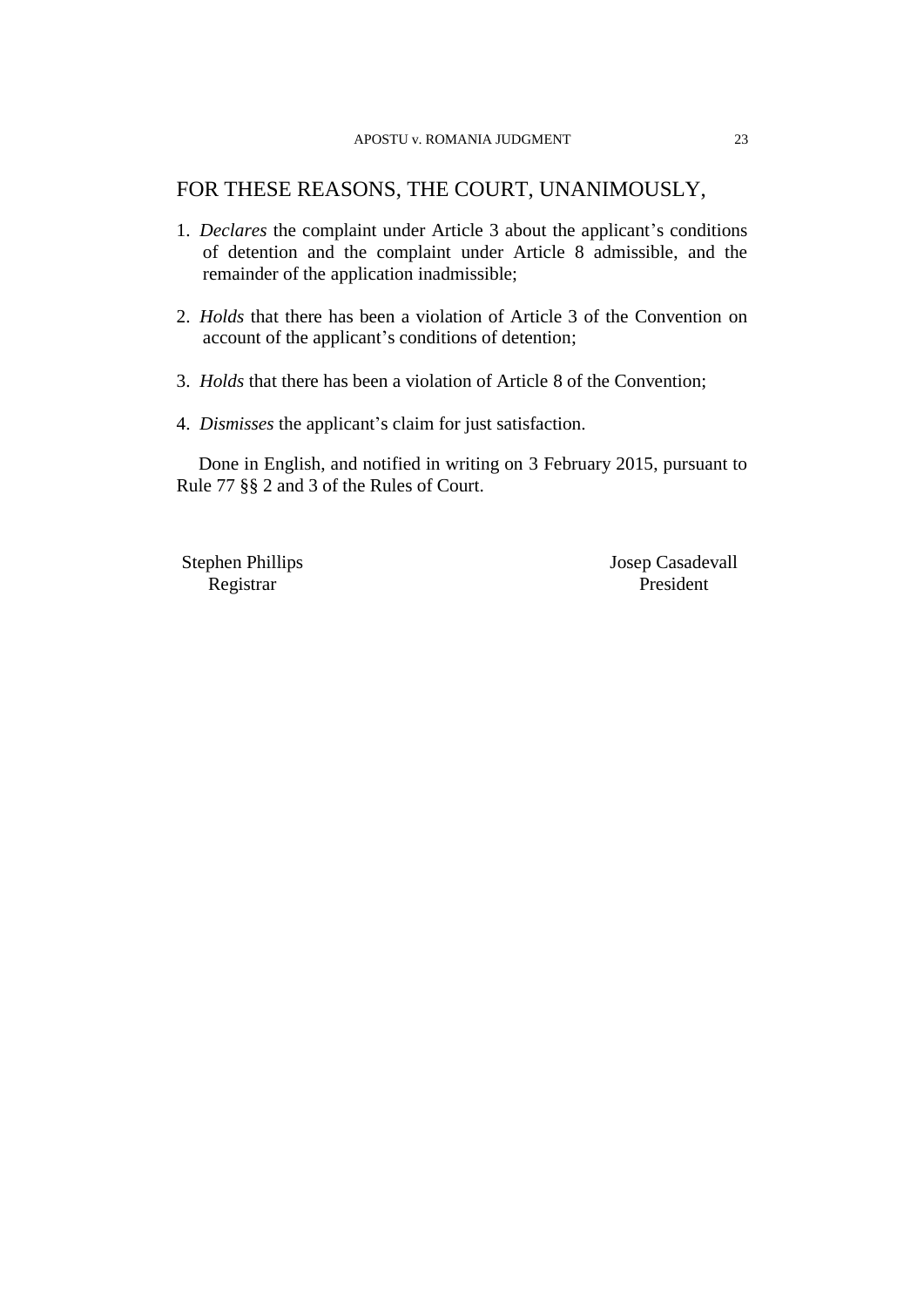FOR THESE REASONS, THE COURT, UNANIMOUSLY,

1. *Declares* the complaint under Article 3 about the applicant's conditions of detention and the complaint under Article 8 admissible, and the remainder of the application inadmissible;

2. *Holds* that there has been a violation of Article 3 of the Convention on account of the applicant's conditions of detention;

3. *Holds* that there has been a violation of Article 8 of the Convention;

4. *Dismisses* the applicant's claim for just satisfaction.

Done in English, and notified in writing on 3 February 2015, pursuant to Rule 77 §§ 2 and 3 of the Rules of Court.

| | |
|---|---|
| Stephen Phillips | Josep Casadevall |
| Registrar | President |